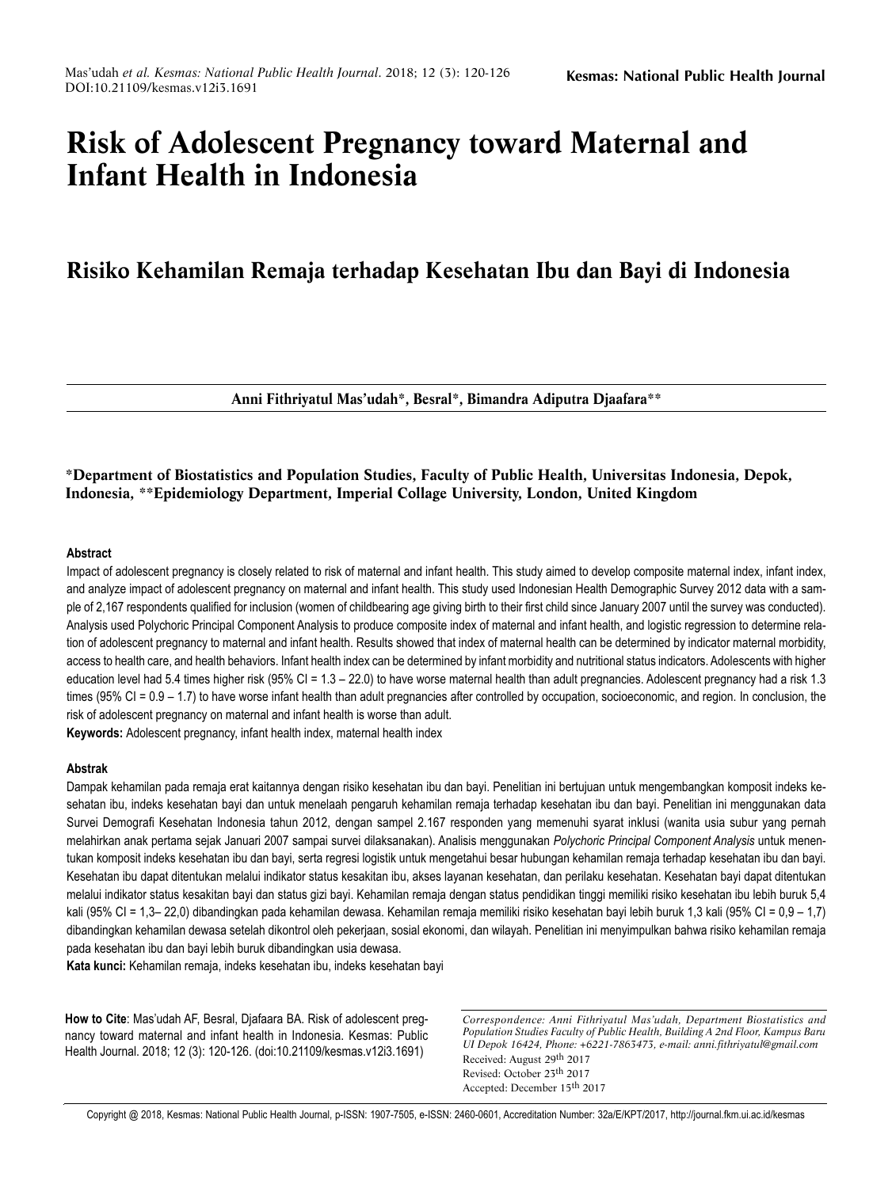# Risk of Adolescent Pregnancy toward Maternal and Infant Health in Indonesia

## Risiko Kehamilan Remaja terhadap Kesehatan Ibu dan Bayi di Indonesia

**Anni Fithriyatul Mas'udah*, Besral*, Bimandra Adiputra Djaafara****

**\*Department of Biostatistics and Population Studies, Faculty of Public Health, Universitas Indonesia, Depok, Indonesia, \*\*Epidemiology Department, Imperial Collage University, London, United Kingdom**

### Abstract

Impact of adolescent pregnancy is closely related to risk of maternal and infant health. This study aimed to develop composite maternal index, infant index, and analyze impact of adolescent pregnancy on maternal and infant health. This study used Indonesian Health Demographic Survey 2012 data with a sample of 2,167 respondents qualified for inclusion (women of childbearing age giving birth to their first child since January 2007 until the survey was conducted). Analysis used Polychoric Principal Component Analysis to produce composite index of maternal and infant health, and logistic regression to determine relation of adolescent pregnancy to maternal and infant health. Results showed that index of maternal health can be determined by indicator maternal morbidity, access to health care, and health behaviors. Infant health index can be determined by infant morbidity and nutritional status indicators. Adolescents with higher education level had 5.4 times higher risk (95% CI = 1.3 – 22.0) to have worse maternal health than adult pregnancies. Adolescent pregnancy had a risk 1.3 times (95% CI = 0.9 – 1.7) to have worse infant health than adult pregnancies after controlled by occupation, socioeconomic, and region. In conclusion, the risk of adolescent pregnancy on maternal and infant health is worse than adult.

**Keywords:** Adolescent pregnancy, infant health index, maternal health index

### Abstrak

Dampak kehamilan pada remaja erat kaitannya dengan risiko kesehatan ibu dan bayi. Penelitian ini bertujuan untuk mengembangkan komposit indeks kesehatan ibu, indeks kesehatan bayi dan untuk menelaah pengaruh kehamilan remaja terhadap kesehatan ibu dan bayi. Penelitian ini menggunakan data Survei Demografi Kesehatan Indonesia tahun 2012, dengan sampel 2.167 responden yang memenuhi syarat inklusi (wanita usia subur yang pernah melahirkan anak pertama sejak Januari 2007 sampai survei dilaksanakan). Analisis menggunakan *Polychoric Principal Component Analysis* untuk menentukan komposit indeks kesehatan ibu dan bayi, serta regresi logistik untuk mengetahui besar hubungan kehamilan remaja terhadap kesehatan ibu dan bayi. Kesehatan ibu dapat ditentukan melalui indikator status kesakitan ibu, akses layanan kesehatan, dan perilaku kesehatan. Kesehatan bayi dapat ditentukan melalui indikator status kesakitan bayi dan status gizi bayi. Kehamilan remaja dengan status pendidikan tinggi memiliki risiko kesehatan ibu lebih buruk 5,4 kali (95% CI = 1,3– 22,0) dibandingkan pada kehamilan dewasa. Kehamilan remaja memiliki risiko kesehatan bayi lebih buruk 1,3 kali (95% CI = 0,9 – 1,7) dibandingkan kehamilan dewasa setelah dikontrol oleh pekerjaan, sosial ekonomi, dan wilayah. Penelitian ini menyimpulkan bahwa risiko kehamilan remaja pada kesehatan ibu dan bayi lebih buruk dibandingkan usia dewasa.

**Kata kunci:** Kehamilan remaja, indeks kesehatan ibu, indeks kesehatan bayi

**How to Cite**: Mas'udah AF, Besral, Djafaara BA. Risk of adolescent pregnancy toward maternal and infant health in Indonesia. Kesmas: Public Health Journal. 2018; 12 (3): 120-126. (doi:10.21109/kesmas.v12i3.1691)

*Correspondence: Anni Fithriyatul Mas'udah, Department Biostatistics and Population Studies Faculty of Public Health, Building A 2nd Floor, Kampus Baru UI Depok 16424, Phone: +6221-7863473, e-mail: anni.fithriyatul@gmail.com*
Received: August 29th 2017
Revised: October 23th 2017
Accepted: December 15th 2017

Copyright @ 2018, Kesmas: National Public Health Journal, p-ISSN: 1907-7505, e-ISSN: 2460-0601, Accreditation Number: 32a/E/KPT/2017, http://journal.fkm.ui.ac.id/kesmas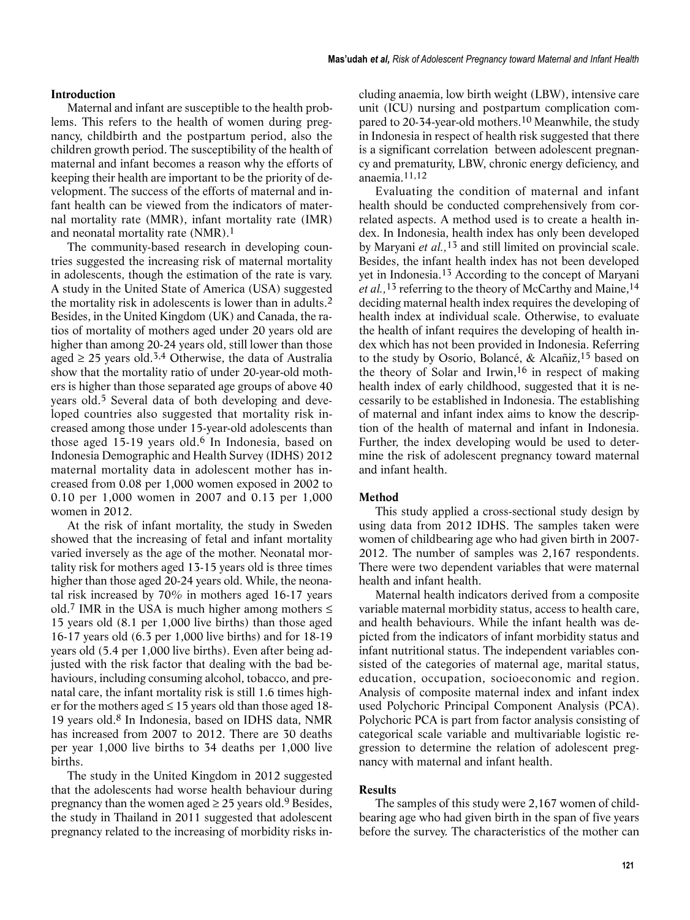## Introduction

Maternal and infant are susceptible to the health problems. This refers to the health of women during pregnancy, childbirth and the postpartum period, also the children growth period. The susceptibility of the health of maternal and infant becomes a reason why the efforts of keeping their health are important to be the priority of development. The success of the efforts of maternal and infant health can be viewed from the indicators of maternal mortality rate (MMR), infant mortality rate (IMR) and neonatal mortality rate (NMR).[1]

The community-based research in developing countries suggested the increasing risk of maternal mortality in adolescents, though the estimation of the rate is vary. A study in the United State of America (USA) suggested the mortality risk in adolescents is lower than in adults.[2] Besides, in the United Kingdom (UK) and Canada, the ratios of mortality of mothers aged under 20 years old are higher than among 20-24 years old, still lower than those aged ≥ 25 years old.[3,4] Otherwise, the data of Australia show that the mortality ratio of under 20-year-old mothers is higher than those separated age groups of above 40 years old.[5] Several data of both developing and developed countries also suggested that mortality risk increased among those under 15-year-old adolescents than those aged 15-19 years old.[6] In Indonesia, based on Indonesia Demographic and Health Survey (IDHS) 2012 maternal mortality data in adolescent mother has increased from 0.08 per 1,000 women exposed in 2002 to 0.10 per 1,000 women in 2007 and 0.13 per 1,000 women in 2012.

At the risk of infant mortality, the study in Sweden showed that the increasing of fetal and infant mortality varied inversely as the age of the mother. Neonatal mortality risk for mothers aged 13-15 years old is three times higher than those aged 20-24 years old. While, the neonatal risk increased by 70% in mothers aged 16-17 years old.[7] IMR in the USA is much higher among mothers ≤ 15 years old (8.1 per 1,000 live births) than those aged 16-17 years old (6.3 per 1,000 live births) and for 18-19 years old (5.4 per 1,000 live births). Even after being adjusted with the risk factor that dealing with the bad behaviours, including consuming alcohol, tobacco, and prenatal care, the infant mortality risk is still 1.6 times higher for the mothers aged ≤ 15 years old than those aged 18-19 years old.[8] In Indonesia, based on IDHS data, NMR has increased from 2007 to 2012. There are 30 deaths per year 1,000 live births to 34 deaths per 1,000 live births.

The study in the United Kingdom in 2012 suggested that the adolescents had worse health behaviour during pregnancy than the women aged ≥ 25 years old.[9] Besides, the study in Thailand in 2011 suggested that adolescent pregnancy related to the increasing of morbidity risks including anaemia, low birth weight (LBW), intensive care unit (ICU) nursing and postpartum complication compared to 20-34-year-old mothers.[10] Meanwhile, the study in Indonesia in respect of health risk suggested that there is a significant correlation between adolescent pregnancy and prematurity, LBW, chronic energy deficiency, and anaemia.[11,12]

Evaluating the condition of maternal and infant health should be conducted comprehensively from correlated aspects. A method used is to create a health index. In Indonesia, health index has only been developed by Maryani *et al.,*[13] and still limited on provincial scale. Besides, the infant health index has not been developed yet in Indonesia.[13] According to the concept of Maryani *et al.,*[13] referring to the theory of McCarthy and Maine,[14] deciding maternal health index requires the developing of health index at individual scale. Otherwise, to evaluate the health of infant requires the developing of health index which has not been provided in Indonesia. Referring to the study by Osorio, Bolancé, & Alcañiz,[15] based on the theory of Solar and Irwin,[16] in respect of making health index of early childhood, suggested that it is necessarily to be established in Indonesia. The establishing of maternal and infant index aims to know the description of the health of maternal and infant in Indonesia. Further, the index developing would be used to determine the risk of adolescent pregnancy toward maternal and infant health.

## Method

This study applied a cross-sectional study design by using data from 2012 IDHS. The samples taken were women of childbearing age who had given birth in 2007-2012. The number of samples was 2,167 respondents. There were two dependent variables that were maternal health and infant health.

Maternal health indicators derived from a composite variable maternal morbidity status, access to health care, and health behaviours. While the infant health was depicted from the indicators of infant morbidity status and infant nutritional status. The independent variables consisted of the categories of maternal age, marital status, education, occupation, socioeconomic and region. Analysis of composite maternal index and infant index used Polychoric Principal Component Analysis (PCA). Polychoric PCA is part from factor analysis consisting of categorical scale variable and multivariable logistic regression to determine the relation of adolescent pregnancy with maternal and infant health.

## Results

The samples of this study were 2,167 women of childbearing age who had given birth in the span of five years before the survey. The characteristics of the mother can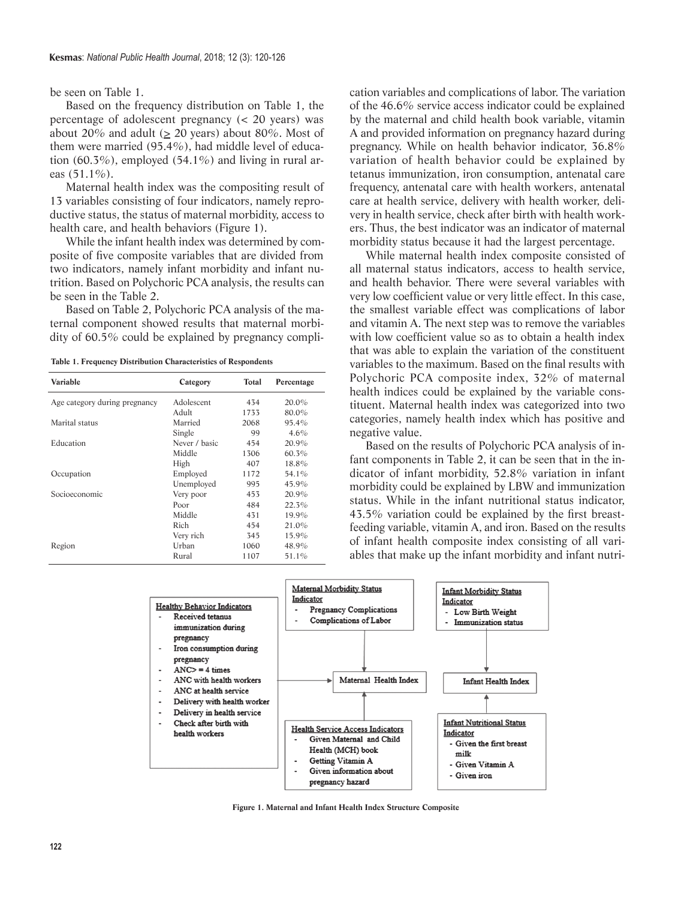be seen on Table 1.

Based on the frequency distribution on Table 1, the percentage of adolescent pregnancy (< 20 years) was about 20% and adult (≥ 20 years) about 80%. Most of them were married (95.4%), had middle level of education (60.3%), employed (54.1%) and living in rural areas (51.1%).

Maternal health index was the compositing result of 13 variables consisting of four indicators, namely reproductive status, the status of maternal morbidity, access to health care, and health behaviors (Figure 1).

While the infant health index was determined by composite of five composite variables that are divided from two indicators, namely infant morbidity and infant nutrition. Based on Polychoric PCA analysis, the results can be seen in the Table 2.

Based on Table 2, Polychoric PCA analysis of the maternal component showed results that maternal morbidity of 60.5% could be explained by pregnancy complication variables and complications of labor. The variation of the 46.6% service access indicator could be explained by the maternal and child health book variable, vitamin A and provided information on pregnancy hazard during pregnancy. While on health behavior indicator, 36.8% variation of health behavior could be explained by tetanus immunization, iron consumption, antenatal care frequency, antenatal care with health workers, antenatal care at health service, delivery with health worker, delivery in health service, check after birth with health workers. Thus, the best indicator was an indicator of maternal morbidity status because it had the largest percentage.

**Table 1. Frequency Distribution Characteristics of Respondents**

| Variable | Category | Total | Percentage |
|---|---|---|---|
| Age category during pregnancy | Adolescent | 434 | 20.0% |
| | Adult | 1733 | 80.0% |
| Marital status | Married | 2068 | 95.4% |
| | Single | 99 | 4.6% |
| Education | Never / basic | 454 | 20.9% |
| | Middle | 1306 | 60.3% |
| | High | 407 | 18.8% |
| Occupation | Employed | 1172 | 54.1% |
| | Unemployed | 995 | 45.9% |
| Socioeconomic | Very poor | 453 | 20.9% |
| | Poor | 484 | 22.3% |
| | Middle | 431 | 19.9% |
| | Rich | 454 | 21.0% |
| | Very rich | 345 | 15.9% |
| Region | Urban | 1060 | 48.9% |
| | Rural | 1107 | 51.1% |

While maternal health index composite consisted of all maternal status indicators, access to health service, and health behavior. There were several variables with very low coefficient value or very little effect. In this case, the smallest variable effect was complications of labor and vitamin A. The next step was to remove the variables with low coefficient value so as to obtain a health index that was able to explain the variation of the constituent variables to the maximum. Based on the final results with Polychoric PCA composite index, 32% of maternal health indices could be explained by the variable constituent. Maternal health index was categorized into two categories, namely health index which has positive and negative value.

Based on the results of Polychoric PCA analysis of infant components in Table 2, it can be seen that in the indicator of infant morbidity, 52.8% variation in infant morbidity could be explained by LBW and immunization status. While in the infant nutritional status indicator, 43.5% variation could be explained by the first breastfeeding variable, vitamin A, and iron. Based on the results of infant health composite index consisting of all variables that make up the infant morbidity and infant nutri-

**Healthy Behavior Indicators**
- Received tetanus immunization during pregnancy
- Iron consumption during pregnancy
- ANC> = 4 times
- ANC with health workers
- ANC at health service
- Delivery with health worker
- Delivery in health service
- Check after birth with health workers

**Maternal Morbidity Status Indicator**
- Pregnancy Complications
- Complications of Labor

**Health Service Access Indicators**
- Given Maternal and Child Health (MCH) book
- Getting Vitamin A
- Given information about pregnancy hazard

→ Maternal Health Index

**Infant Morbidity Status Indicator**
- Low Birth Weight
- Immunization status

**Infant Nutritional Status Indicator**
- Given the first breast milk
- Given Vitamin A
- Given iron

→ Infant Health Index

**Figure 1. Maternal and Infant Health Index Structure Composite**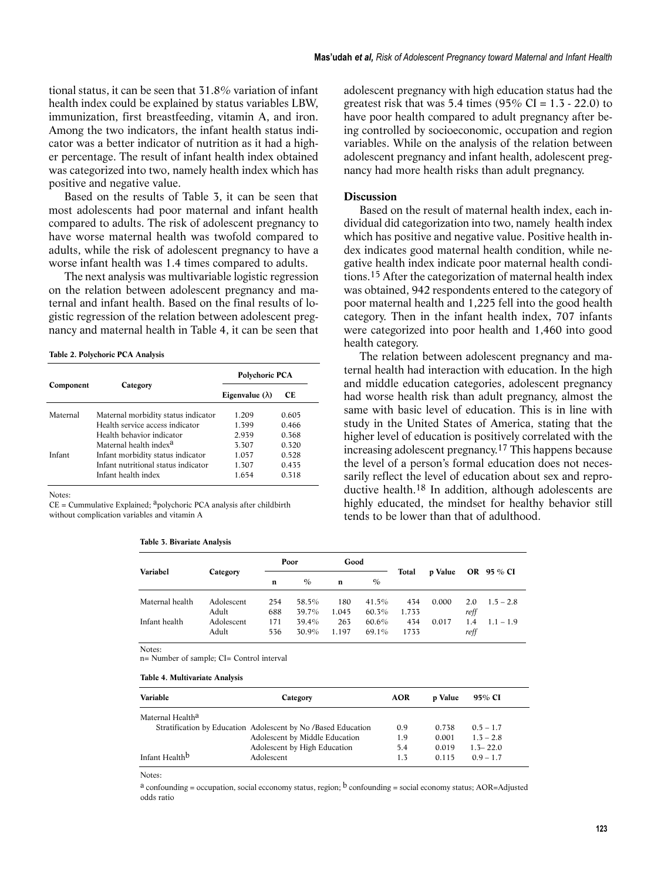tional status, it can be seen that 31.8% variation of infant health index could be explained by status variables LBW, immunization, first breastfeeding, vitamin A, and iron. Among the two indicators, the infant health status indicator was a better indicator of nutrition as it had a higher percentage. The result of infant health index obtained was categorized into two, namely health index which has positive and negative value.

Based on the results of Table 3, it can be seen that most adolescents had poor maternal and infant health compared to adults. The risk of adolescent pregnancy to have worse maternal health was twofold compared to adults, while the risk of adolescent pregnancy to have a worse infant health was 1.4 times compared to adults.

The next analysis was multivariable logistic regression on the relation between adolescent pregnancy and maternal and infant health. Based on the final results of logistic regression of the relation between adolescent pregnancy and maternal health in Table 4, it can be seen that adolescent pregnancy with high education status had the greatest risk that was 5.4 times (95% CI = 1.3 - 22.0) to have poor health compared to adult pregnancy after being controlled by socioeconomic, occupation and region variables. While on the analysis of the relation between adolescent pregnancy and infant health, adolescent pregnancy had more health risks than adult pregnancy.

**Table 2. Polychoric PCA Analysis**

| Component | Category | Polychoric PCA | |
|---|---|---|---|
| | | Eigenvalue (λ) | CE |
| Maternal | Maternal morbidity status indicator | 1.209 | 0.605 |
| | Health service access indicator | 1.399 | 0.466 |
| | Health behavior indicator | 2.939 | 0.368 |
| | Maternal health index[a] | 3.307 | 0.320 |
| Infant | Infant morbidity status indicator | 1.057 | 0.528 |
| | Infant nutritional status indicator | 1.307 | 0.435 |
| | Infant health index | 1.654 | 0.318 |

Notes:
CE = Cummulative Explained; [a]polychoric PCA analysis after childbirth without complication variables and vitamin A

## Discussion

Based on the result of maternal health index, each individual did categorization into two, namely health index which has positive and negative value. Positive health index indicates good maternal health condition, while negative health index indicate poor maternal health conditions.[15] After the categorization of maternal health index was obtained, 942 respondents entered to the category of poor maternal health and 1,225 fell into the good health category. Then in the infant health index, 707 infants were categorized into poor health and 1,460 into good health category.

The relation between adolescent pregnancy and maternal health had interaction with education. In the high and middle education categories, adolescent pregnancy had worse health risk than adult pregnancy, almost the same with basic level of education. This is in line with study in the United States of America, stating that the higher level of education is positively correlated with the increasing adolescent pregnancy.[17] This happens because the level of a person's formal education does not necessarily reflect the level of education about sex and reproductive health.[18] In addition, although adolescents are highly educated, the mindset for healthy behavior still tends to be lower than that of adulthood.

**Table 3. Bivariate Analysis**

| Variabel | Category | Poor | | Good | | Total | p Value | OR | 95 % CI |
|---|---|---|---|---|---|---|---|---|---|
| | | n | % | n | % | | | | |
| Maternal health | Adolescent | 254 | 58.5% | 180 | 41.5% | 434 | 0.000 | 2.0 | 1.5 – 2.8 |
| | Adult | 688 | 39.7% | 1.045 | 60.3% | 1.733 | | reff | |
| Infant health | Adolescent | 171 | 39.4% | 263 | 60.6% | 434 | 0.017 | 1.4 | 1.1 – 1.9 |
| | Adult | 536 | 30.9% | 1.197 | 69.1% | 1733 | | reff | |

Notes:
n= Number of sample; CI= Control interval

**Table 4. Multivariate Analysis**

| Variable | Category | AOR | p Value | 95% CI |
|---|---|---|---|---|
| Maternal Health[a] | | | | |
| | Stratification by Education Adolescent by No /Based Education | 0.9 | 0.738 | 0.5 – 1.7 |
| | Adolescent by Middle Education | 1.9 | 0.001 | 1.3 – 2.8 |
| | Adolescent by High Education | 5.4 | 0.019 | 1.3– 22.0 |
| Infant Health[b] | Adolescent | 1.3 | 0.115 | 0.9 – 1.7 |

Notes:
[a] confounding = occupation, social ecconomy status, region; [b] confounding = social economy status; AOR=Adjusted odds ratio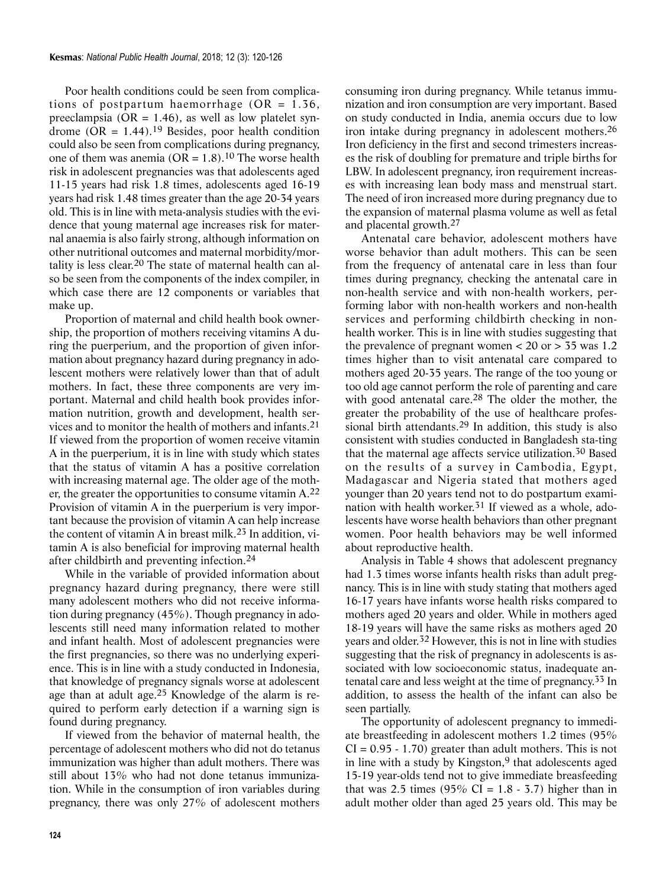Poor health conditions could be seen from complications of postpartum haemorrhage (OR = 1.36, preeclampsia (OR = 1.46), as well as low platelet syndrome (OR = 1.44).[19] Besides, poor health condition could also be seen from complications during pregnancy, one of them was anemia (OR = 1.8).[10] The worse health risk in adolescent pregnancies was that adolescents aged 11-15 years had risk 1.8 times, adolescents aged 16-19 years had risk 1.48 times greater than the age 20-34 years old. This is in line with meta-analysis studies with the evidence that young maternal age increases risk for maternal anaemia is also fairly strong, although information on other nutritional outcomes and maternal morbidity/mortality is less clear.[20] The state of maternal health can also be seen from the components of the index compiler, in which case there are 12 components or variables that make up.

Proportion of maternal and child health book ownership, the proportion of mothers receiving vitamins A during the puerperium, and the proportion of given information about pregnancy hazard during pregnancy in adolescent mothers were relatively lower than that of adult mothers. In fact, these three components are very important. Maternal and child health book provides information nutrition, growth and development, health services and to monitor the health of mothers and infants.[21] If viewed from the proportion of women receive vitamin A in the puerperium, it is in line with study which states that the status of vitamin A has a positive correlation with increasing maternal age. The older age of the mother, the greater the opportunities to consume vitamin A.[22] Provision of vitamin A in the puerperium is very important because the provision of vitamin A can help increase the content of vitamin A in breast milk.[23] In addition, vitamin A is also beneficial for improving maternal health after childbirth and preventing infection.[24]

While in the variable of provided information about pregnancy hazard during pregnancy, there were still many adolescent mothers who did not receive information during pregnancy (45%). Though pregnancy in adolescents still need many information related to mother and infant health. Most of adolescent pregnancies were the first pregnancies, so there was no underlying experience. This is in line with a study conducted in Indonesia, that knowledge of pregnancy signals worse at adolescent age than at adult age.[25] Knowledge of the alarm is required to perform early detection if a warning sign is found during pregnancy.

If viewed from the behavior of maternal health, the percentage of adolescent mothers who did not do tetanus immunization was higher than adult mothers. There was still about 13% who had not done tetanus immunization. While in the consumption of iron variables during pregnancy, there was only 27% of adolescent mothers consuming iron during pregnancy. While tetanus immunization and iron consumption are very important. Based on study conducted in India, anemia occurs due to low iron intake during pregnancy in adolescent mothers.[26] Iron deficiency in the first and second trimesters increases the risk of doubling for premature and triple births for LBW. In adolescent pregnancy, iron requirement increases with increasing lean body mass and menstrual start. The need of iron increased more during pregnancy due to the expansion of maternal plasma volume as well as fetal and placental growth.[27]

Antenatal care behavior, adolescent mothers have worse behavior than adult mothers. This can be seen from the frequency of antenatal care in less than four times during pregnancy, checking the antenatal care in non-health service and with non-health workers, performing labor with non-health workers and non-health services and performing childbirth checking in non-health worker. This is in line with studies suggesting that the prevalence of pregnant women < 20 or > 35 was 1.2 times higher than to visit antenatal care compared to mothers aged 20-35 years. The range of the too young or too old age cannot perform the role of parenting and care with good antenatal care.[28] The older the mother, the greater the probability of the use of healthcare professional birth attendants.[29] In addition, this study is also consistent with studies conducted in Bangladesh sta-ting that the maternal age affects service utilization.[30] Based on the results of a survey in Cambodia, Egypt, Madagascar and Nigeria stated that mothers aged younger than 20 years tend not to do postpartum examination with health worker.[31] If viewed as a whole, adolescents have worse health behaviors than other pregnant women. Poor health behaviors may be well informed about reproductive health.

Analysis in Table 4 shows that adolescent pregnancy had 1.3 times worse infants health risks than adult pregnancy. This is in line with study stating that mothers aged 16-17 years have infants worse health risks compared to mothers aged 20 years and older. While in mothers aged 18-19 years will have the same risks as mothers aged 20 years and older.[32] However, this is not in line with studies suggesting that the risk of pregnancy in adolescents is associated with low socioeconomic status, inadequate antenatal care and less weight at the time of pregnancy.[33] In addition, to assess the health of the infant can also be seen partially.

The opportunity of adolescent pregnancy to immediate breastfeeding in adolescent mothers 1.2 times (95% CI = 0.95 - 1.70) greater than adult mothers. This is not in line with a study by Kingston,[9] that adolescents aged 15-19 year-olds tend not to give immediate breasfeeding that was 2.5 times (95% CI = 1.8 - 3.7) higher than in adult mother older than aged 25 years old. This may be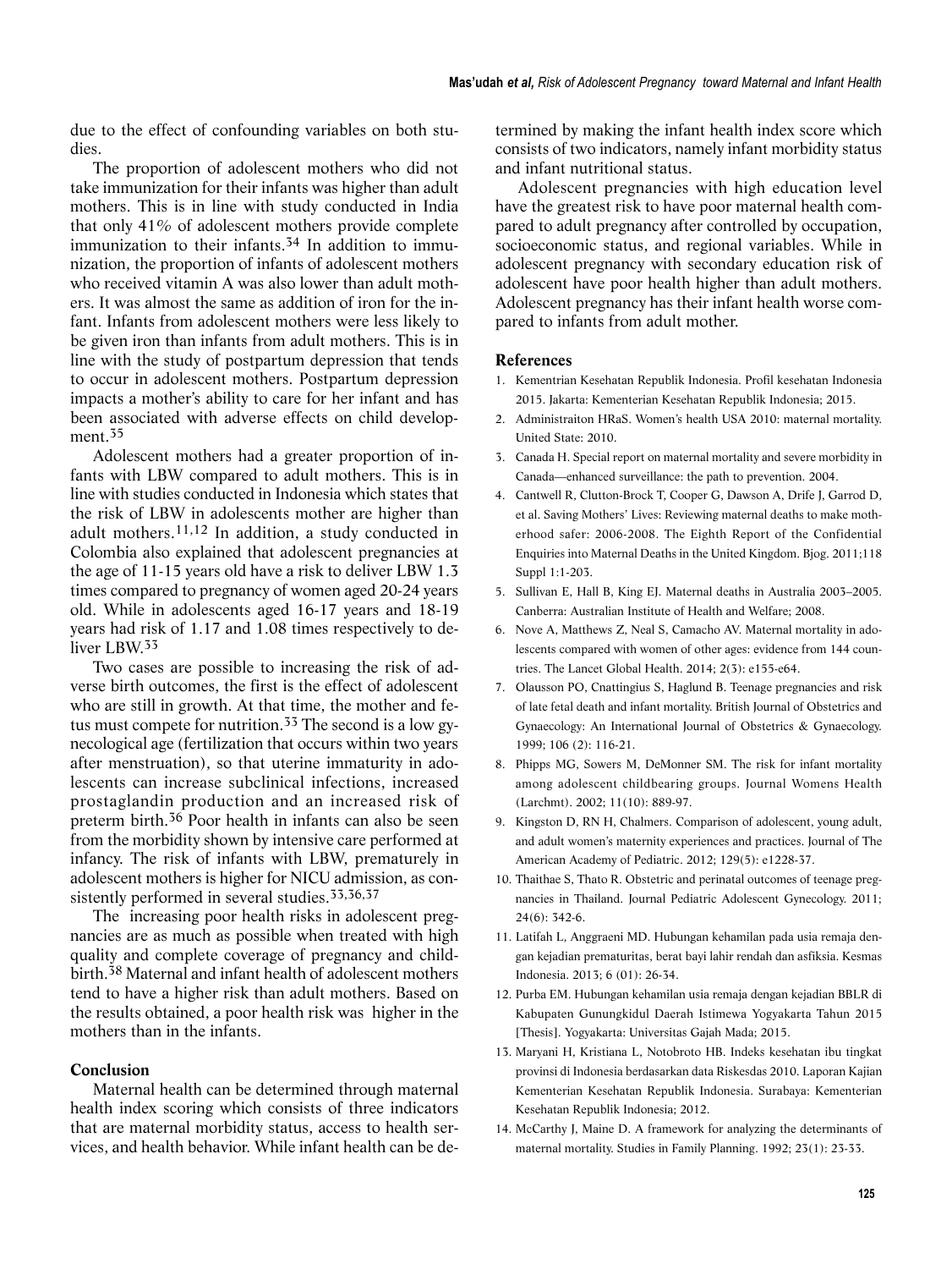due to the effect of confounding variables on both studies.

The proportion of adolescent mothers who did not take immunization for their infants was higher than adult mothers. This is in line with study conducted in India that only 41% of adolescent mothers provide complete immunization to their infants.[34] In addition to immunization, the proportion of infants of adolescent mothers who received vitamin A was also lower than adult mothers. It was almost the same as addition of iron for the infant. Infants from adolescent mothers were less likely to be given iron than infants from adult mothers. This is in line with the study of postpartum depression that tends to occur in adolescent mothers. Postpartum depression impacts a mother's ability to care for her infant and has been associated with adverse effects on child development.[35]

Adolescent mothers had a greater proportion of infants with LBW compared to adult mothers. This is in line with studies conducted in Indonesia which states that the risk of LBW in adolescents mother are higher than adult mothers.[11,12] In addition, a study conducted in Colombia also explained that adolescent pregnancies at the age of 11-15 years old have a risk to deliver LBW 1.3 times compared to pregnancy of women aged 20-24 years old. While in adolescents aged 16-17 years and 18-19 years had risk of 1.17 and 1.08 times respectively to deliver LBW.[33]

Two cases are possible to increasing the risk of adverse birth outcomes, the first is the effect of adolescent who are still in growth. At that time, the mother and fetus must compete for nutrition.[33] The second is a low gynecological age (fertilization that occurs within two years after menstruation), so that uterine immaturity in adolescents can increase subclinical infections, increased prostaglandin production and an increased risk of preterm birth.[36] Poor health in infants can also be seen from the morbidity shown by intensive care performed at infancy. The risk of infants with LBW, prematurely in adolescent mothers is higher for NICU admission, as consistently performed in several studies.[33,36,37]

The increasing poor health risks in adolescent pregnancies are as much as possible when treated with high quality and complete coverage of pregnancy and childbirth.[38] Maternal and infant health of adolescent mothers tend to have a higher risk than adult mothers. Based on the results obtained, a poor health risk was higher in the mothers than in the infants.

## Conclusion

Maternal health can be determined through maternal health index scoring which consists of three indicators that are maternal morbidity status, access to health services, and health behavior. While infant health can be determined by making the infant health index score which consists of two indicators, namely infant morbidity status and infant nutritional status.

Adolescent pregnancies with high education level have the greatest risk to have poor maternal health compared to adult pregnancy after controlled by occupation, socioeconomic status, and regional variables. While in adolescent pregnancy with secondary education risk of adolescent have poor health higher than adult mothers. Adolescent pregnancy has their infant health worse compared to infants from adult mother.

## References

1. Kementrian Kesehatan Republik Indonesia. Profil kesehatan Indonesia 2015. Jakarta: Kementerian Kesehatan Republik Indonesia; 2015.
2. Administraiton HRaS. Women's health USA 2010: maternal mortality. United State: 2010.
3. Canada H. Special report on maternal mortality and severe morbidity in Canada—enhanced surveillance: the path to prevention. 2004.
4. Cantwell R, Clutton-Brock T, Cooper G, Dawson A, Drife J, Garrod D, et al. Saving Mothers' Lives: Reviewing maternal deaths to make motherhood safer: 2006-2008. The Eighth Report of the Confidential Enquiries into Maternal Deaths in the United Kingdom. Bjog. 2011;118 Suppl 1:1-203.
5. Sullivan E, Hall B, King EJ. Maternal deaths in Australia 2003–2005. Canberra: Australian Institute of Health and Welfare; 2008.
6. Nove A, Matthews Z, Neal S, Camacho AV. Maternal mortality in adolescents compared with women of other ages: evidence from 144 countries. The Lancet Global Health. 2014; 2(3): e155-e64.
7. Olausson PO, Cnattingius S, Haglund B. Teenage pregnancies and risk of late fetal death and infant mortality. British Journal of Obstetrics and Gynaecology: An International Journal of Obstetrics & Gynaecology. 1999; 106 (2): 116-21.
8. Phipps MG, Sowers M, DeMonner SM. The risk for infant mortality among adolescent childbearing groups. Journal Womens Health (Larchmt). 2002; 11(10): 889-97.
9. Kingston D, RN H, Chalmers. Comparison of adolescent, young adult, and adult women's maternity experiences and practices. Journal of The American Academy of Pediatric. 2012; 129(5): e1228-37.
10. Thaithae S, Thato R. Obstetric and perinatal outcomes of teenage pregnancies in Thailand. Journal Pediatric Adolescent Gynecology. 2011; 24(6): 342-6.
11. Latifah L, Anggraeni MD. Hubungan kehamilan pada usia remaja dengan kejadian prematuritas, berat bayi lahir rendah dan asfiksia. Kesmas Indonesia. 2013; 6 (01): 26-34.
12. Purba EM. Hubungan kehamilan usia remaja dengan kejadian BBLR di Kabupaten Gunungkidul Daerah Istimewa Yogyakarta Tahun 2015 [Thesis]. Yogyakarta: Universitas Gajah Mada; 2015.
13. Maryani H, Kristiana L, Notobroto HB. Indeks kesehatan ibu tingkat provinsi di Indonesia berdasarkan data Riskesdas 2010. Laporan Kajian Kementerian Kesehatan Republik Indonesia. Surabaya: Kementerian Kesehatan Republik Indonesia; 2012.
14. McCarthy J, Maine D. A framework for analyzing the determinants of maternal mortality. Studies in Family Planning. 1992; 23(1): 23-33.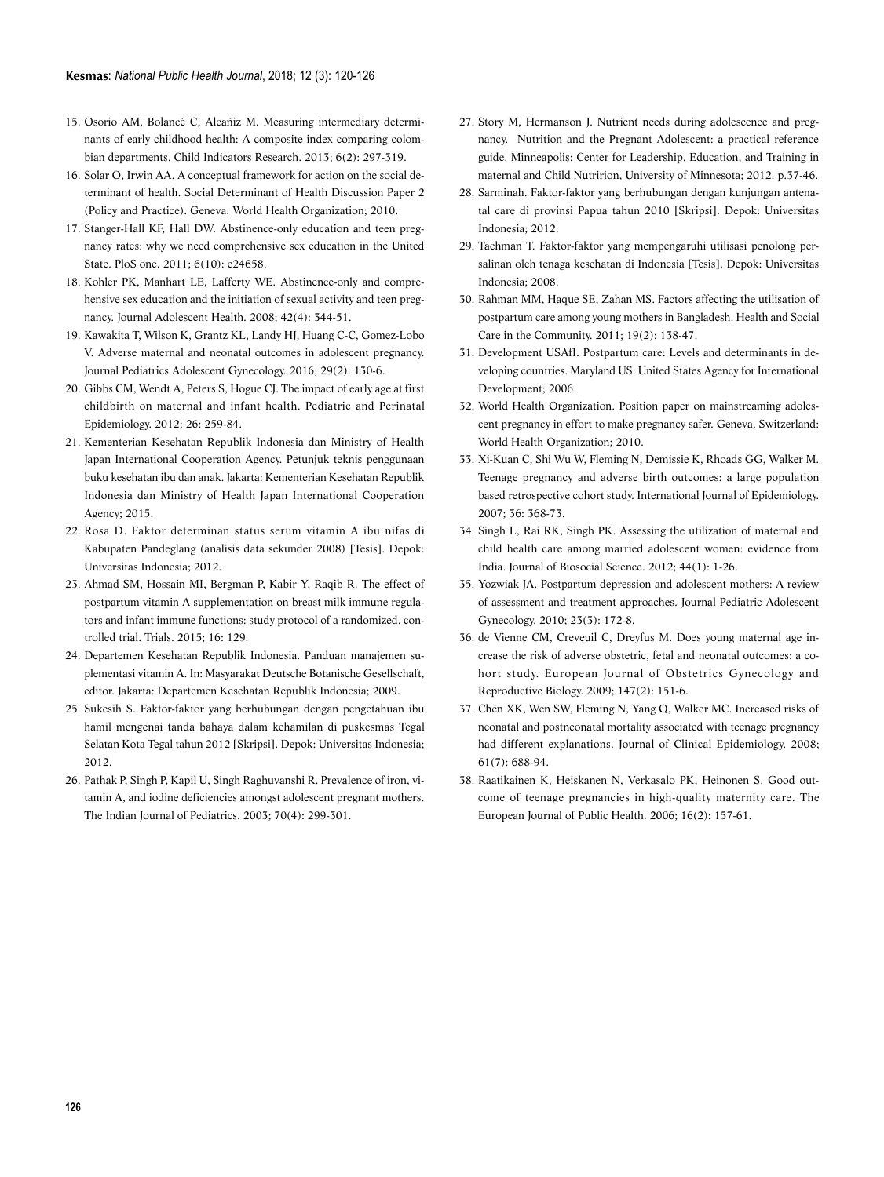15. Osorio AM, Bolancé C, Alcañiz M. Measuring intermediary determinants of early childhood health: A composite index comparing colombian departments. Child Indicators Research. 2013; 6(2): 297-319.
16. Solar O, Irwin AA. A conceptual framework for action on the social determinant of health. Social Determinant of Health Discussion Paper 2 (Policy and Practice). Geneva: World Health Organization; 2010.
17. Stanger-Hall KF, Hall DW. Abstinence-only education and teen pregnancy rates: why we need comprehensive sex education in the United State. PloS one. 2011; 6(10): e24658.
18. Kohler PK, Manhart LE, Lafferty WE. Abstinence-only and comprehensive sex education and the initiation of sexual activity and teen pregnancy. Journal Adolescent Health. 2008; 42(4): 344-51.
19. Kawakita T, Wilson K, Grantz KL, Landy HJ, Huang C-C, Gomez-Lobo V. Adverse maternal and neonatal outcomes in adolescent pregnancy. Journal Pediatrics Adolescent Gynecology. 2016; 29(2): 130-6.
20. Gibbs CM, Wendt A, Peters S, Hogue CJ. The impact of early age at first childbirth on maternal and infant health. Pediatric and Perinatal Epidemiology. 2012; 26: 259-84.
21. Kementerian Kesehatan Republik Indonesia dan Ministry of Health Japan International Cooperation Agency. Petunjuk teknis penggunaan buku kesehatan ibu dan anak. Jakarta: Kementerian Kesehatan Republik Indonesia dan Ministry of Health Japan International Cooperation Agency; 2015.
22. Rosa D. Faktor determinan status serum vitamin A ibu nifas di Kabupaten Pandeglang (analisis data sekunder 2008) [Tesis]. Depok: Universitas Indonesia; 2012.
23. Ahmad SM, Hossain MI, Bergman P, Kabir Y, Raqib R. The effect of postpartum vitamin A supplementation on breast milk immune regulators and infant immune functions: study protocol of a randomized, controlled trial. Trials. 2015; 16: 129.
24. Departemen Kesehatan Republik Indonesia. Panduan manajemen suplementasi vitamin A. In: Masyarakat Deutsche Botanische Gesellschaft, editor. Jakarta: Departemen Kesehatan Republik Indonesia; 2009.
25. Sukesih S. Faktor-faktor yang berhubungan dengan pengetahuan ibu hamil mengenai tanda bahaya dalam kehamilan di puskesmas Tegal Selatan Kota Tegal tahun 2012 [Skripsi]. Depok: Universitas Indonesia; 2012.
26. Pathak P, Singh P, Kapil U, Singh Raghuvanshi R. Prevalence of iron, vitamin A, and iodine deficiencies amongst adolescent pregnant mothers. The Indian Journal of Pediatrics. 2003; 70(4): 299-301.
27. Story M, Hermanson J. Nutrient needs during adolescence and pregnancy. Nutrition and the Pregnant Adolescent: a practical reference guide. Minneapolis: Center for Leadership, Education, and Training in maternal and Child Nutririon, University of Minnesota; 2012. p.37-46.
28. Sarminah. Faktor-faktor yang berhubungan dengan kunjungan antenatal care di provinsi Papua tahun 2010 [Skripsi]. Depok: Universitas Indonesia; 2012.
29. Tachman T. Faktor-faktor yang mempengaruhi utilisasi penolong persalinan oleh tenaga kesehatan di Indonesia [Tesis]. Depok: Universitas Indonesia; 2008.
30. Rahman MM, Haque SE, Zahan MS. Factors affecting the utilisation of postpartum care among young mothers in Bangladesh. Health and Social Care in the Community. 2011; 19(2): 138-47.
31. Development USAfI. Postpartum care: Levels and determinants in developing countries. Maryland US: United States Agency for International Development; 2006.
32. World Health Organization. Position paper on mainstreaming adolescent pregnancy in effort to make pregnancy safer. Geneva, Switzerland: World Health Organization; 2010.
33. Xi-Kuan C, Shi Wu W, Fleming N, Demissie K, Rhoads GG, Walker M. Teenage pregnancy and adverse birth outcomes: a large population based retrospective cohort study. International Journal of Epidemiology. 2007; 36: 368-73.
34. Singh L, Rai RK, Singh PK. Assessing the utilization of maternal and child health care among married adolescent women: evidence from India. Journal of Biosocial Science. 2012; 44(1): 1-26.
35. Yozwiak JA. Postpartum depression and adolescent mothers: A review of assessment and treatment approaches. Journal Pediatric Adolescent Gynecology. 2010; 23(3): 172-8.
36. de Vienne CM, Creveuil C, Dreyfus M. Does young maternal age increase the risk of adverse obstetric, fetal and neonatal outcomes: a cohort study. European Journal of Obstetrics Gynecology and Reproductive Biology. 2009; 147(2): 151-6.
37. Chen XK, Wen SW, Fleming N, Yang Q, Walker MC. Increased risks of neonatal and postneonatal mortality associated with teenage pregnancy had different explanations. Journal of Clinical Epidemiology. 2008; 61(7): 688-94.
38. Raatikainen K, Heiskanen N, Verkasalo PK, Heinonen S. Good outcome of teenage pregnancies in high-quality maternity care. The European Journal of Public Health. 2006; 16(2): 157-61.